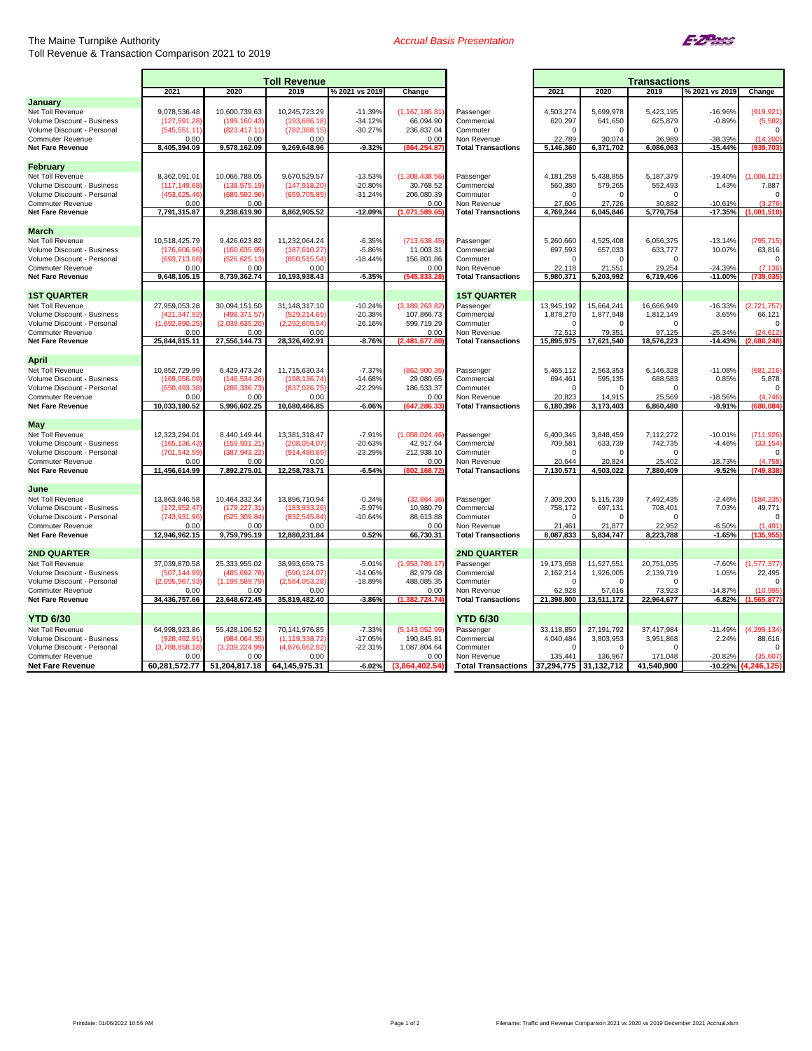The Maine Turnpike Authority

*Accrual Basis Presentation*

Toll Revenue & Transaction Comparison 2021 to 2019

| | Toll Revenue | | | | | | Transactions | | | | |
|---|---|---|---|---|---|---|---|---|---|---|---|
| | 2021 | 2020 | 2019 | % 2021 vs 2019 | Change | | 2021 | 2020 | 2019 | % 2021 vs 2019 | Change |
| **January** | | | | | | | | | | | |
| Net Toll Revenue | 9,078,536.48 | 10,600,739.63 | 10,245,723.29 | -11.39% | (1,167,186.81) | Passenger | 4,503,274 | 5,699,978 | 5,423,195 | -16.96% | (919,921) |
| Volume Discount - Business | (127,591.28) | (199,160.43) | (193,686.18) | -34.12% | 66,094.90 | Commercial | 620,297 | 641,650 | 625,879 | -0.89% | (5,582) |
| Volume Discount - Personal | (545,551.11) | (823,417.11) | (782,388.15) | -30.27% | 236,837.04 | Commuter | 0 | 0 | 0 | | 0 |
| Commuter Revenue | 0.00 | 0.00 | 0.00 | | 0.00 | Non Revenue | 22,789 | 30,074 | 36,989 | -38.39% | (14,200) |
| **Net Fare Revenue** | **8,405,394.09** | **9,578,162.09** | **9,269,648.96** | **-9.32%** | **(864,254.87)** | **Total Transactions** | **5,146,360** | **6,371,702** | **6,086,063** | **-15.44%** | **(939,703)** |
| **February** | | | | | | | | | | | |
| Net Toll Revenue | 8,362,091.01 | 10,066,788.05 | 9,670,529.57 | -13.53% | (1,308,438.56) | Passenger | 4,181,258 | 5,438,855 | 5,187,379 | -19.40% | (1,006,121) |
| Volume Discount - Business | (117,149.68) | (138,575.19) | (147,918.20) | -20.80% | 30,768.52 | Commercial | 560,380 | 579,265 | 552,493 | 1.43% | 7,887 |
| Volume Discount - Personal | (453,625.46) | (689,592.96) | (659,705.85) | -31.24% | 206,080.39 | Commuter | 0 | 0 | 0 | | 0 |
| Commuter Revenue | 0.00 | 0.00 | | | 0.00 | Non Revenue | 27,606 | 27,726 | 30,882 | -10.61% | (3,276) |
| **Net Fare Revenue** | **7,791,315.87** | **9,238,619.90** | **8,862,905.52** | **-12.09%** | **(1,071,589.65)** | **Total Transactions** | **4,769,244** | **6,045,846** | **5,770,754** | **-17.35%** | **(1,001,510)** |
| **March** | | | | | | | | | | | |
| Net Toll Revenue | 10,518,425.79 | 9,426,623.82 | 11,232,064.24 | -6.35% | (713,638.45) | Passenger | 5,260,660 | 4,525,408 | 6,056,375 | -13.14% | (795,715) |
| Volume Discount - Business | (176,606.96) | (160,635.95) | (187,610.27) | -5.86% | 11,003.31 | Commercial | 697,593 | 657,033 | 633,777 | 10.07% | 63,816 |
| Volume Discount - Personal | (693,713.68) | (526,625.13) | (850,515.54) | -18.44% | 156,801.86 | Commuter | 0 | 0 | 0 | | 0 |
| Commuter Revenue | 0.00 | 0.00 | 0.00 | | 0.00 | Non Revenue | 22,118 | 21,551 | 29,254 | -24.39% | (7,136) |
| **Net Fare Revenue** | **9,648,105.15** | **8,739,362.74** | **10,193,938.43** | **-5.35%** | **(545,833.28)** | **Total Transactions** | **5,980,371** | **5,203,992** | **6,719,406** | **-11.00%** | **(739,035)** |
| **1ST QUARTER** | | | | | | **1ST QUARTER** | | | | | |
| Net Toll Revenue | 27,959,053.28 | 30,094,151.50 | 31,148,317.10 | -10.24% | (3,189,263.82) | Passenger | 13,945,192 | 15,664,241 | 16,666,949 | -16.33% | (2,721,757) |
| Volume Discount - Business | (421,347.92) | (498,371.57) | (529,214.65) | -20.38% | 107,866.73 | Commercial | 1,878,270 | 1,877,948 | 1,812,149 | 3.65% | 66,121 |
| Volume Discount - Personal | (1,692,890.25) | (2,039,635.20) | (2,292,609.54) | -26.16% | 599,719.29 | Commuter | 0 | 0 | 0 | | 0 |
| Commuter Revenue | 0.00 | 0.00 | 0.00 | | 0.00 | Non Revenue | 72,513 | 79,351 | 97,125 | -25.34% | (24,612) |
| **Net Fare Revenue** | **25,844,815.11** | **27,556,144.73** | **28,326,492.91** | **-8.76%** | **(2,481,677.80)** | **Total Transactions** | **15,895,975** | **17,621,540** | **18,576,223** | **-14.43%** | **(2,680,248)** |
| **April** | | | | | | | | | | | |
| Net Toll Revenue | 10,852,729.99 | 6,429,473.24 | 11,715,630.34 | -7.37% | (862,900.35) | Passenger | 5,465,112 | 2,563,353 | 6,146,328 | -11.08% | (681,216) |
| Volume Discount - Business | (169,056.09) | (146,534.26) | (198,136.74) | -14.68% | 29,080.65 | Commercial | 694,461 | 595,135 | 688,583 | 0.85% | 5,878 |
| Volume Discount - Personal | (650,493.38) | (286,336.73) | (837,026.75) | -22.29% | 186,533.37 | Commuter | 0 | 0 | 0 | | 0 |
| Commuter Revenue | 0.00 | 0.00 | 0.00 | | 0.00 | Non Revenue | 20,823 | 14,915 | 25,569 | -18.56% | (4,746) |
| **Net Fare Revenue** | **10,033,180.52** | **5,996,602.25** | **10,680,466.85** | **-6.06%** | **(647,286.33)** | **Total Transactions** | **6,180,396** | **3,173,403** | **6,860,480** | **-9.91%** | **(680,084)** |
| **May** | | | | | | | | | | | |
| Net Toll Revenue | 12,323,294.01 | 8,440,149.44 | 13,381,318.47 | -7.91% | (1,058,024.46) | Passenger | 6,400,346 | 3,848,459 | 7,112,272 | -10.01% | (711,926) |
| Volume Discount - Business | (165,136.43) | (159,931.21) | (208,054.07) | -20.63% | 42,917.64 | Commercial | 709,581 | 633,739 | 742,735 | -4.46% | (33,154) |
| Volume Discount - Personal | (701,542.59) | (387,943.22) | (914,480.69) | -23.29% | 212,938.10 | Commuter | 0 | 0 | 0 | | 0 |
| Commuter Revenue | 0.00 | 0.00 | 0.00 | | 0.00 | Non Revenue | 20,644 | 20,824 | 25,402 | -18.73% | (4,758) |
| **Net Fare Revenue** | **11,456,614.99** | **7,892,275.01** | **12,258,783.71** | **-6.54%** | **(802,168.72)** | **Total Transactions** | **7,130,571** | **4,503,022** | **7,880,409** | **-9.52%** | **(749,838)** |
| **June** | | | | | | | | | | | |
| Net Toll Revenue | 13,863,846.58 | 10,464,332.34 | 13,896,710.94 | -0.24% | (32,864.36) | Passenger | 7,308,200 | 5,115,739 | 7,492,435 | -2.46% | (184,235) |
| Volume Discount - Business | (172,952.47) | (179,227.31) | (183,933.26) | -5.97% | 10,980.79 | Commercial | 758,172 | 697,131 | 708,401 | 7.03% | 49,771 |
| Volume Discount - Personal | (743,931.96) | (525,309.84) | (832,545.84) | -10.64% | 88,613.88 | Commuter | 0 | 0 | 0 | | 0 |
| Commuter Revenue | 0.00 | 0.00 | 0.00 | | 0.00 | Non Revenue | 21,461 | 21,877 | 22,952 | -6.50% | (1,491) |
| **Net Fare Revenue** | **12,946,962.15** | **9,759,795.19** | **12,880,231.84** | **0.52%** | **66,730.31** | **Total Transactions** | **8,087,833** | **5,834,747** | **8,223,788** | **-1.65%** | **(135,955)** |
| **2ND QUARTER** | | | | | | **2ND QUARTER** | | | | | |
| Net Toll Revenue | 37,039,870.58 | 25,333,955.02 | 38,993,659.75 | -5.01% | (1,953,789.17) | Passenger | 19,173,658 | 11,527,551 | 20,751,035 | -7.60% | (1,577,377) |
| Volume Discount - Business | (507,144.99) | (485,692.78) | (590,124.07) | -14.06% | 82,979.08 | Commercial | 2,162,214 | 1,926,005 | 2,139,719 | 1.05% | 22,495 |
| Volume Discount - Personal | (2,095,967.93) | (1,199,589.79) | (2,584,053.28) | -18.89% | 488,085.35 | Commuter | 0 | 0 | 0 | | 0 |
| Commuter Revenue | 0.00 | 0.00 | 0.00 | | 0.00 | Non Revenue | 62,928 | 57,616 | 73,923 | -14.87% | (10,995) |
| **Net Fare Revenue** | **34,436,757.66** | **23,648,672.45** | **35,819,482.40** | **-3.86%** | **(1,382,724.74)** | **Total Transactions** | **21,398,800** | **13,511,172** | **22,964,677** | **-6.82%** | **(1,565,877)** |
| **YTD 6/30** | | | | | | **YTD 6/30** | | | | | |
| Net Toll Revenue | 64,998,923.86 | 55,428,106.52 | 70,141,976.85 | -7.33% | (5,143,052.99) | Passenger | 33,118,850 | 27,191,792 | 37,417,984 | -11.49% | (4,299,134) |
| Volume Discount - Business | (928,492.91) | (984,064.35) | (1,119,338.72) | -17.05% | 190,845.81 | Commercial | 4,040,484 | 3,803,953 | 3,951,868 | 2.24% | 88,616 |
| Volume Discount - Personal | (3,788,858.18) | (3,239,224.99) | (4,876,662.82) | -22.31% | 1,087,804.64 | Commuter | 0 | 0 | 0 | | 0 |
| Commuter Revenue | 0.00 | 0.00 | 0.00 | | 0.00 | Non Revenue | 135,441 | 136,967 | 171,048 | -20.82% | (35,607) |
| **Net Fare Revenue** | **60,281,572.77** | **51,204,817.18** | **64,145,975.31** | **-6.02%** | **(3,864,402.54)** | **Total Transactions** | **37,294,775** | **31,132,712** | **41,540,900** | **-10.22%** | **(4,246,125)** |

Printdate: 01/06/2022 10:56 AM

Filename: Traffic and Revenue Comparison 2021 vs 2020 vs 2019 December 2021 Accrual.xlsm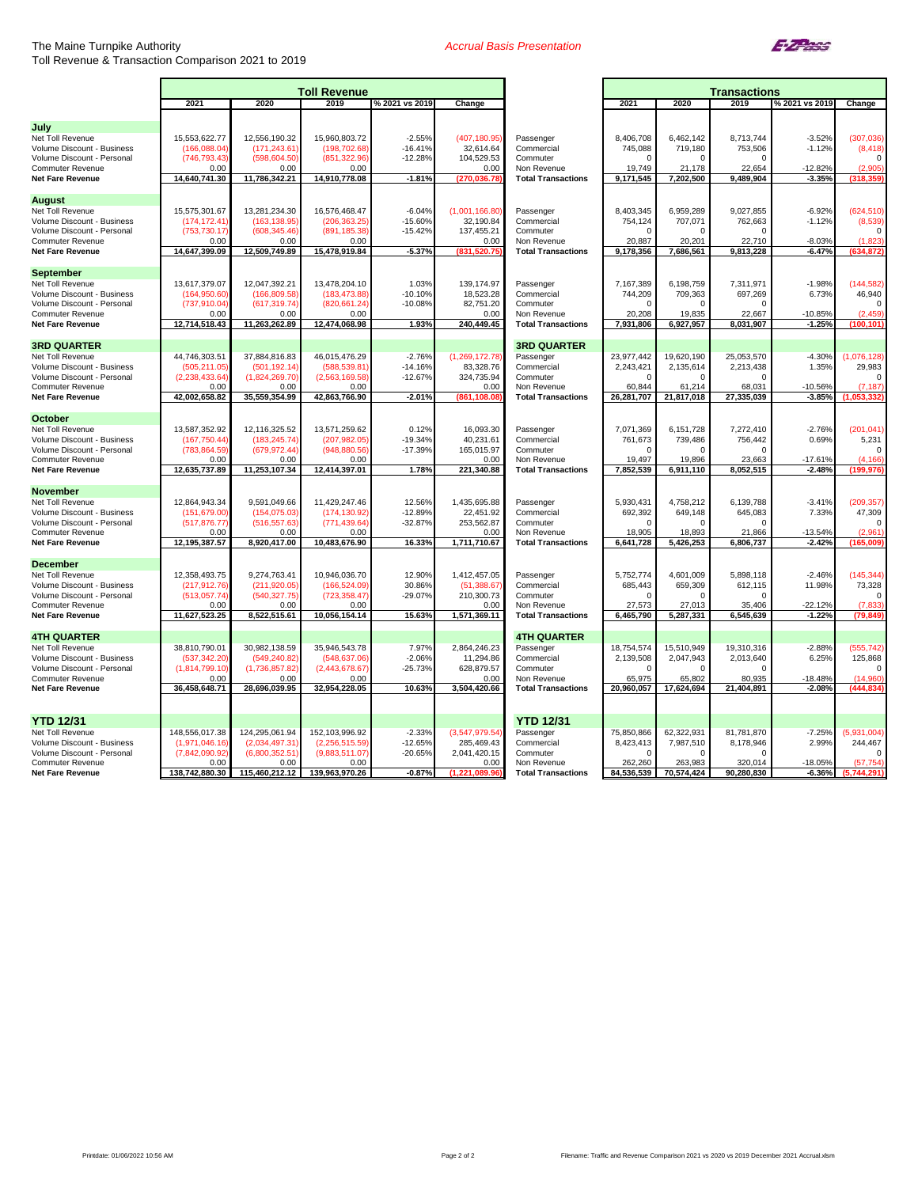The Maine Turnpike Authority
Toll Revenue & Transaction Comparison 2021 to 2019

*Accrual Basis Presentation*

| | Toll Revenue | | | | | | Transactions | | | | |
|---|---|---|---|---|---|---|---|---|---|---|---|
| | 2021 | 2020 | 2019 | % 2021 vs 2019 | Change | | 2021 | 2020 | 2019 | % 2021 vs 2019 | Change |
| **July** | | | | | | | | | | | |
| Net Toll Revenue | 15,553,622.77 | 12,556,190.32 | 15,960,803.72 | -2.55% | (407,180.95) | Passenger | 8,406,708 | 6,462,142 | 8,713,744 | -3.52% | (307,036) |
| Volume Discount - Business | (166,088.04) | (171,243.61) | (198,702.68) | -16.41% | 32,614.64 | Commercial | 745,088 | 719,180 | 753,506 | -1.12% | (8,418) |
| Volume Discount - Personal | (746,793.43) | (598,604.50) | (851,322.96) | -12.28% | 104,529.53 | Commuter | 0 | 0 | 0 | | 0 |
| Commuter Revenue | 0.00 | 0.00 | 0.00 | | 0.00 | Non Revenue | 19,749 | 21,178 | 22,654 | -12.82% | (2,905) |
| **Net Fare Revenue** | **14,640,741.30** | **11,786,342.21** | **14,910,778.08** | **-1.81%** | **(270,036.78)** | **Total Transactions** | **9,171,545** | **7,202,500** | **9,489,904** | **-3.35%** | **(318,359)** |
| **August** | | | | | | | | | | | |
| Net Toll Revenue | 15,575,301.67 | 13,281,234.30 | 16,576,468.47 | -6.04% | (1,001,166.80) | Passenger | 8,403,345 | 6,959,289 | 9,027,855 | -6.92% | (624,510) |
| Volume Discount - Business | (174,172.41) | (163,138.95) | (206,363.25) | -15.60% | 32,190.84 | Commercial | 754,124 | 707,071 | 762,663 | -1.12% | (8,539) |
| Volume Discount - Personal | (753,730.17) | (608,345.46) | (891,185.38) | -15.42% | 137,455.21 | Commuter | 0 | 0 | 0 | | 0 |
| Commuter Revenue | 0.00 | 0.00 | 0.00 | | 0.00 | Non Revenue | 20,887 | 20,201 | 22,710 | -8.03% | (1,823) |
| **Net Fare Revenue** | **14,647,399.09** | **12,509,749.89** | **15,478,919.84** | **-5.37%** | **(831,520.75)** | **Total Transactions** | **9,178,356** | **7,686,561** | **9,813,228** | **-6.47%** | **(634,872)** |
| **September** | | | | | | | | | | | |
| Net Toll Revenue | 13,617,379.07 | 12,047,392.21 | 13,478,204.10 | 1.03% | 139,174.97 | Passenger | 7,167,389 | 6,198,759 | 7,311,971 | -1.98% | (144,582) |
| Volume Discount - Business | (164,950.60) | (166,809.58) | (183,473.88) | -10.10% | 18,523.28 | Commercial | 744,209 | 709,363 | 697,269 | 6.73% | 46,940 |
| Volume Discount - Personal | (737,910.04) | (617,319.74) | (820,661.24) | -10.08% | 82,751.20 | Commuter | 0 | 0 | 0 | | 0 |
| Commuter Revenue | 0.00 | 0.00 | 0.00 | | 0.00 | Non Revenue | 20,208 | 19,835 | 22,667 | -10.85% | (2,459) |
| **Net Fare Revenue** | **12,714,518.43** | **11,263,262.89** | **12,474,068.98** | **1.93%** | **240,449.45** | **Total Transactions** | **7,931,806** | **6,927,957** | **8,031,907** | **-1.25%** | **(100,101)** |
| **3RD QUARTER** | | | | | | **3RD QUARTER** | | | | | |
| Net Toll Revenue | 44,746,303.51 | 37,884,816.83 | 46,015,476.29 | -2.76% | (1,269,172.78) | Passenger | 23,977,442 | 19,620,190 | 25,053,570 | -4.30% | (1,076,128) |
| Volume Discount - Business | (505,211.05) | (501,192.14) | (588,539.81) | -14.16% | 83,328.76 | Commercial | 2,243,421 | 2,135,614 | 2,213,438 | 1.35% | 29,983 |
| Volume Discount - Personal | (2,238,433.64) | (1,824,269.70) | (2,563,169.58) | -12.67% | 324,735.94 | Commuter | 0 | 0 | 0 | | 0 |
| Commuter Revenue | 0.00 | 0.00 | 0.00 | | 0.00 | Non Revenue | 60,844 | 61,214 | 68,031 | -10.56% | (7,187) |
| **Net Fare Revenue** | **42,002,658.82** | **35,559,354.99** | **42,863,766.90** | **-2.01%** | **(861,108.08)** | **Total Transactions** | **26,281,707** | **21,817,018** | **27,335,039** | **-3.85%** | **(1,053,332)** |
| **October** | | | | | | | | | | | |
| Net Toll Revenue | 13,587,352.92 | 12,116,325.52 | 13,571,259.62 | 0.12% | 16,093.30 | Passenger | 7,071,369 | 6,151,728 | 7,272,410 | -2.76% | (201,041) |
| Volume Discount - Business | (167,750.44) | (183,245.74) | (207,982.05) | -19.34% | 40,231.61 | Commercial | 761,673 | 739,486 | 756,442 | 0.69% | 5,231 |
| Volume Discount - Personal | (783,864.59) | (679,972.44) | (948,880.56) | -17.39% | 165,015.97 | Commuter | 0 | 0 | 0 | | 0 |
| Commuter Revenue | 0.00 | 0.00 | 0.00 | | 0.00 | Non Revenue | 19,497 | 19,896 | 23,663 | -17.61% | (4,166) |
| **Net Fare Revenue** | **12,635,737.89** | **11,253,107.34** | **12,414,397.01** | **1.78%** | **221,340.88** | **Total Transactions** | **7,852,539** | **6,911,110** | **8,052,515** | **-2.48%** | **(199,976)** |
| **November** | | | | | | | | | | | |
| Net Toll Revenue | 12,864,943.34 | 9,591,049.66 | 11,429,247.46 | 12.56% | 1,435,695.88 | Passenger | 5,930,431 | 4,758,212 | 6,139,788 | -3.41% | (209,357) |
| Volume Discount - Business | (151,679.00) | (154,075.03) | (174,130.92) | -12.89% | 22,451.92 | Commercial | 692,392 | 649,148 | 645,083 | 7.33% | 47,309 |
| Volume Discount - Personal | (517,876.77) | (516,557.63) | (771,439.64) | -32.87% | 253,562.87 | Commuter | 0 | 0 | 0 | | 0 |
| Commuter Revenue | 0.00 | 0.00 | 0.00 | | 0.00 | Non Revenue | 18,905 | 18,893 | 21,866 | -13.54% | (2,961) |
| **Net Fare Revenue** | **12,195,387.57** | **8,920,417.00** | **10,483,676.90** | **16.33%** | **1,711,710.67** | **Total Transactions** | **6,641,728** | **5,426,253** | **6,806,737** | **-2.42%** | **(165,009)** |
| **December** | | | | | | | | | | | |
| Net Toll Revenue | 12,358,493.75 | 9,274,763.41 | 10,946,036.70 | 12.90% | 1,412,457.05 | Passenger | 5,752,774 | 4,601,009 | 5,898,118 | -2.46% | (145,344) |
| Volume Discount - Business | (217,912.76) | (211,920.05) | (166,524.09) | 30.86% | (51,388.67) | Commercial | 685,443 | 659,309 | 612,115 | 11.98% | 73,328 |
| Volume Discount - Personal | (513,057.74) | (540,327.75) | (723,358.47) | -29.07% | 210,300.73 | Commuter | 0 | 0 | 0 | | 0 |
| Commuter Revenue | 0.00 | 0.00 | 0.00 | | 0.00 | Non Revenue | 27,573 | 27,013 | 35,406 | -22.12% | (7,833) |
| **Net Fare Revenue** | **11,627,523.25** | **8,522,515.61** | **10,056,154.14** | **15.63%** | **1,571,369.11** | **Total Transactions** | **6,465,790** | **5,287,331** | **6,545,639** | **-1.22%** | **(79,849)** |
| **4TH QUARTER** | | | | | | **4TH QUARTER** | | | | | |
| Net Toll Revenue | 38,810,790.01 | 30,982,138.59 | 35,946,543.78 | 7.97% | 2,864,246.23 | Passenger | 18,754,574 | 15,510,949 | 19,310,316 | -2.88% | (555,742) |
| Volume Discount - Business | (537,342.20) | (549,240.82) | (548,637.06) | -2.06% | 11,294.86 | Commercial | 2,139,508 | 2,047,943 | 2,013,640 | 6.25% | 125,868 |
| Volume Discount - Personal | (1,814,799.10) | (1,736,857.82) | (2,443,678.67) | -25.73% | 628,879.57 | Commuter | 0 | 0 | 0 | | 0 |
| Commuter Revenue | 0.00 | 0.00 | 0.00 | | 0.00 | Non Revenue | 65,975 | 65,802 | 80,935 | -18.48% | (14,960) |
| **Net Fare Revenue** | **36,458,648.71** | **28,696,039.95** | **32,954,228.05** | **10.63%** | **3,504,420.66** | **Total Transactions** | **20,960,057** | **17,624,694** | **21,404,891** | **-2.08%** | **(444,834)** |
| **YTD 12/31** | | | | | | **YTD 12/31** | | | | | |
| Net Toll Revenue | 148,556,017.38 | 124,295,061.94 | 152,103,996.92 | -2.33% | (3,547,979.54) | Passenger | 75,850,866 | 62,322,931 | 81,781,870 | -7.25% | (5,931,004) |
| Volume Discount - Business | (1,971,046.16) | (2,034,497.31) | (2,256,515.59) | -12.65% | 285,469.43 | Commercial | 8,423,413 | 7,987,510 | 8,178,946 | 2.99% | 244,467 |
| Volume Discount - Personal | (7,842,090.92) | (6,800,352.51) | (9,883,511.07) | -20.65% | 2,041,420.15 | Commuter | 0 | 0 | 0 | | 0 |
| Commuter Revenue | 0.00 | 0.00 | 0.00 | | 0.00 | Non Revenue | 262,260 | 263,983 | 320,014 | -18.05% | (57,754) |
| **Net Fare Revenue** | **138,742,880.30** | **115,460,212.12** | **139,963,970.26** | **-0.87%** | **(1,221,089.96)** | **Total Transactions** | **84,536,539** | **70,574,424** | **90,280,830** | **-6.36%** | **(5,744,291)** |

Printdate: 01/06/2022 10:56 AM

Filename: Traffic and Revenue Comparison 2021 vs 2020 vs 2019 December 2021 Accrual.xlsm